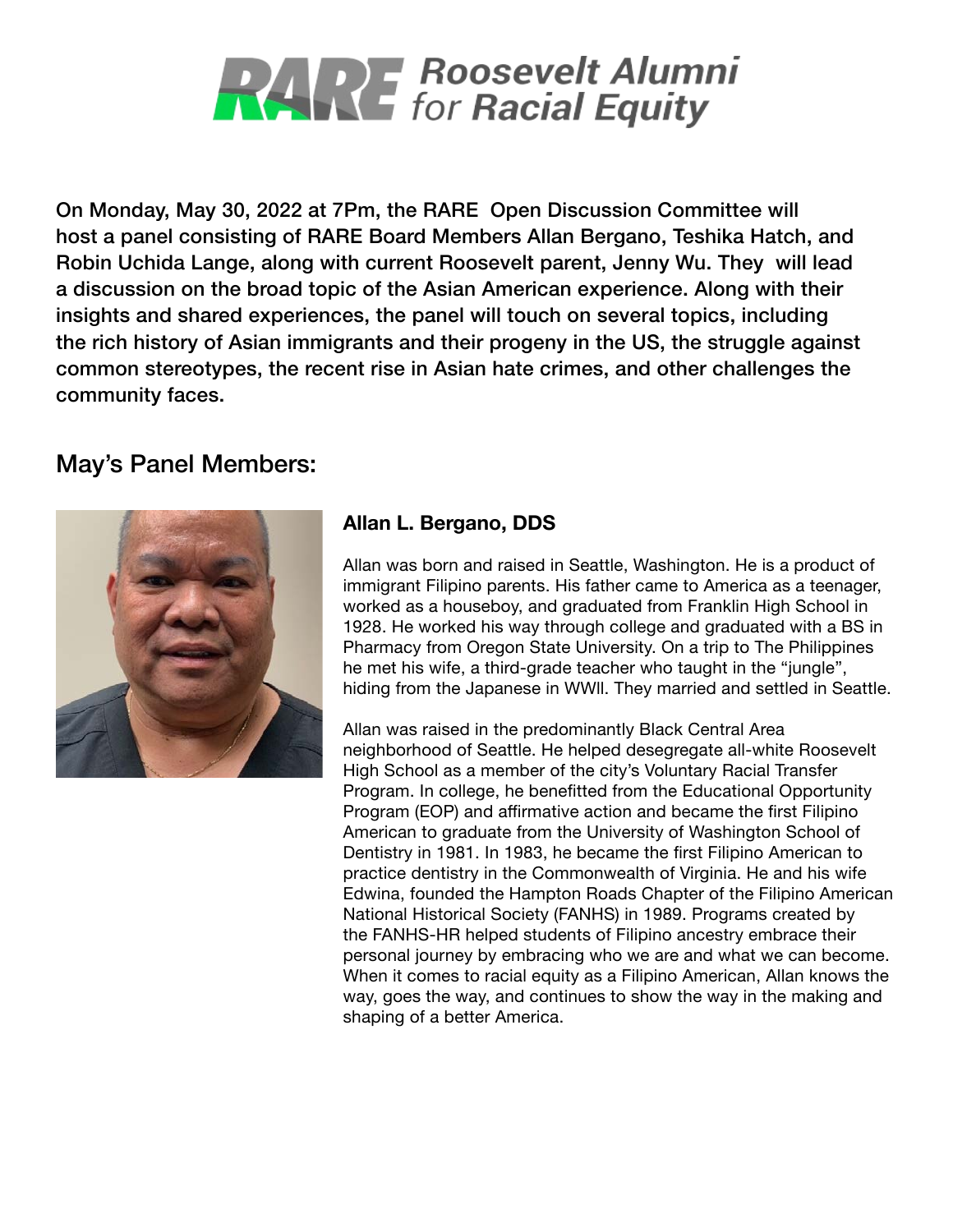# RARE Roosevelt Alumni for Racial Equity

**On Monday, May 30, 2022 at 7Pm, the RARE Open Discussion Committee will host a panel consisting of RARE Board Members Allan Bergano, Teshika Hatch, and Robin Uchida Lange, along with current Roosevelt parent, Jenny Wu. They will lead a discussion on the broad topic of the Asian American experience. Along with their insights and shared experiences, the panel will touch on several topics, including the rich history of Asian immigrants and their progeny in the US, the struggle against common stereotypes, the recent rise in Asian hate crimes, and other challenges the community faces.**

## May's Panel Members:

### Allan L. Bergano, DDS

Allan was born and raised in Seattle, Washington. He is a product of immigrant Filipino parents. His father came to America as a teenager, worked as a houseboy, and graduated from Franklin High School in 1928. He worked his way through college and graduated with a BS in Pharmacy from Oregon State University. On a trip to The Philippines he met his wife, a third-grade teacher who taught in the "jungle", hiding from the Japanese in WWll. They married and settled in Seattle.

Allan was raised in the predominantly Black Central Area neighborhood of Seattle. He helped desegregate all-white Roosevelt High School as a member of the city's Voluntary Racial Transfer Program. In college, he benefitted from the Educational Opportunity Program (EOP) and affirmative action and became the first Filipino American to graduate from the University of Washington School of Dentistry in 1981. In 1983, he became the first Filipino American to practice dentistry in the Commonwealth of Virginia. He and his wife Edwina, founded the Hampton Roads Chapter of the Filipino American National Historical Society (FANHS) in 1989. Programs created by the FANHS-HR helped students of Filipino ancestry embrace their personal journey by embracing who we are and what we can become. When it comes to racial equity as a Filipino American, Allan knows the way, goes the way, and continues to show the way in the making and shaping of a better America.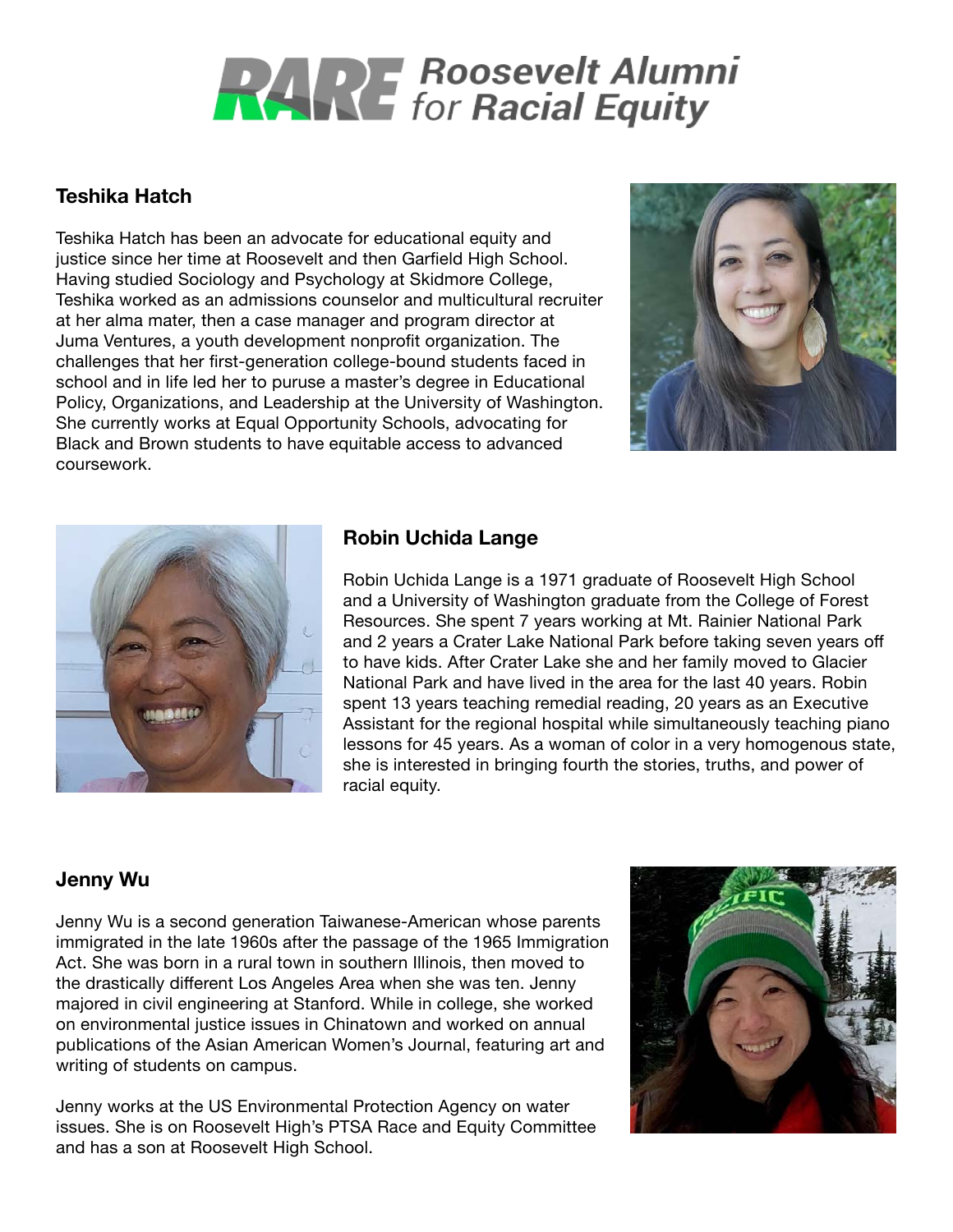# RARE Roosevelt Alumni for Racial Equity

### Teshika Hatch

Teshika Hatch has been an advocate for educational equity and justice since her time at Roosevelt and then Garfield High School. Having studied Sociology and Psychology at Skidmore College, Teshika worked as an admissions counselor and multicultural recruiter at her alma mater, then a case manager and program director at Juma Ventures, a youth development nonprofit organization. The challenges that her first-generation college-bound students faced in school and in life led her to puruse a master's degree in Educational Policy, Organizations, and Leadership at the University of Washington. She currently works at Equal Opportunity Schools, advocating for Black and Brown students to have equitable access to advanced coursework.

### Robin Uchida Lange

Robin Uchida Lange is a 1971 graduate of Roosevelt High School and a University of Washington graduate from the College of Forest Resources. She spent 7 years working at Mt. Rainier National Park and 2 years a Crater Lake National Park before taking seven years off to have kids. After Crater Lake she and her family moved to Glacier National Park and have lived in the area for the last 40 years. Robin spent 13 years teaching remedial reading, 20 years as an Executive Assistant for the regional hospital while simultaneously teaching piano lessons for 45 years. As a woman of color in a very homogenous state, she is interested in bringing fourth the stories, truths, and power of racial equity.

### Jenny Wu

Jenny Wu is a second generation Taiwanese-American whose parents immigrated in the late 1960s after the passage of the 1965 Immigration Act. She was born in a rural town in southern Illinois, then moved to the drastically different Los Angeles Area when she was ten. Jenny majored in civil engineering at Stanford. While in college, she worked on environmental justice issues in Chinatown and worked on annual publications of the Asian American Women's Journal, featuring art and writing of students on campus.

Jenny works at the US Environmental Protection Agency on water issues. She is on Roosevelt High's PTSA Race and Equity Committee and has a son at Roosevelt High School.